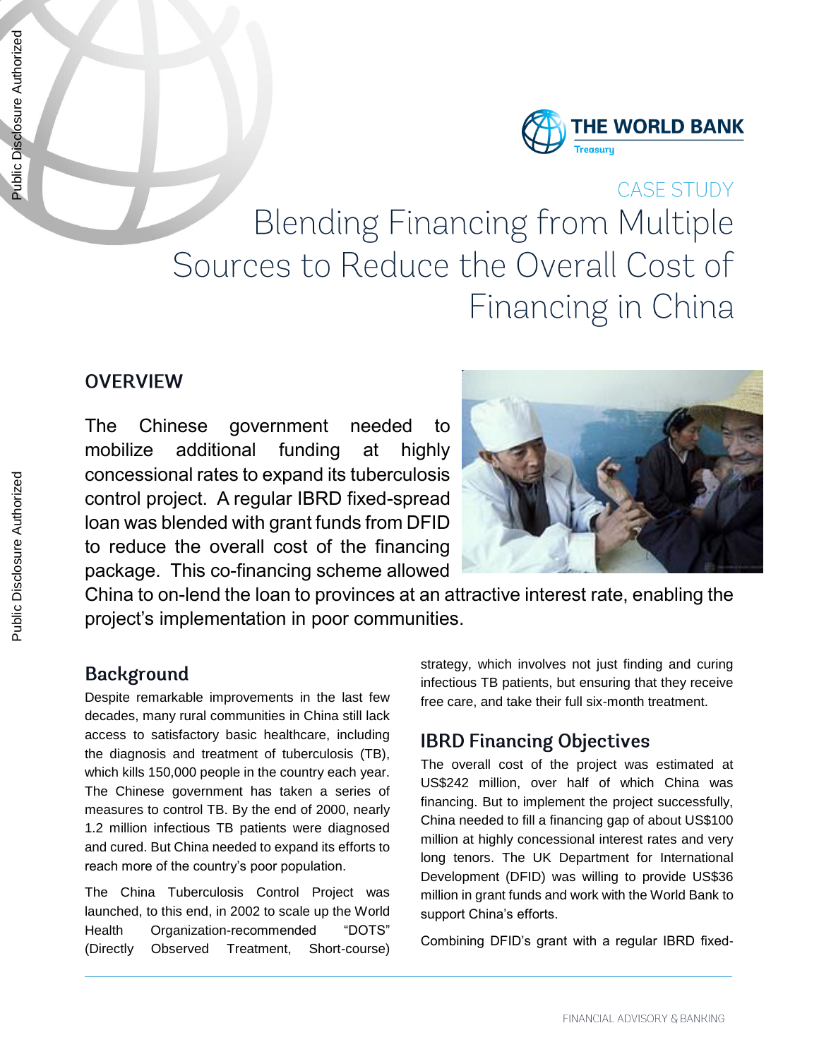# CASE STUDY

# Blending Financing from Multiple Sources to Reduce the Overall Cost of Financing in China

## OVERVIEW

The Chinese government needed to mobilize additional funding at highly concessional rates to expand its tuberculosis control project. A regular IBRD fixed-spread loan was blended with grant funds from DFID to reduce the overall cost of the financing package. This co-financing scheme allowed China to on-lend the loan to provinces at an attractive interest rate, enabling the project's implementation in poor communities.

## Background

Despite remarkable improvements in the last few decades, many rural communities in China still lack access to satisfactory basic healthcare, including the diagnosis and treatment of tuberculosis (TB), which kills 150,000 people in the country each year. The Chinese government has taken a series of measures to control TB. By the end of 2000, nearly 1.2 million infectious TB patients were diagnosed and cured. But China needed to expand its efforts to reach more of the country's poor population.

The China Tuberculosis Control Project was launched, to this end, in 2002 to scale up the World Health Organization-recommended "DOTS" (Directly Observed Treatment, Short-course) strategy, which involves not just finding and curing infectious TB patients, but ensuring that they receive free care, and take their full six-month treatment.

## IBRD Financing Objectives

The overall cost of the project was estimated at US$242 million, over half of which China was financing. But to implement the project successfully, China needed to fill a financing gap of about US$100 million at highly concessional interest rates and very long tenors. The UK Department for International Development (DFID) was willing to provide US$36 million in grant funds and work with the World Bank to support China's efforts.

Combining DFID's grant with a regular IBRD fixed-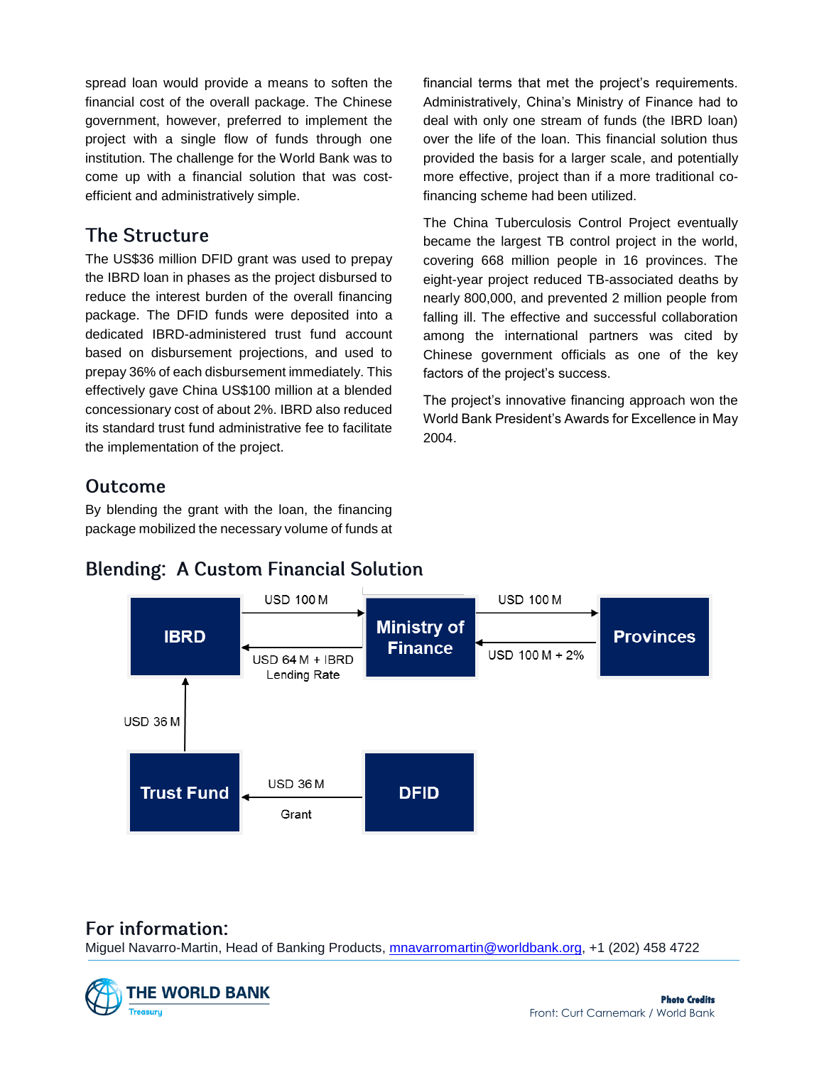spread loan would provide a means to soften the financial cost of the overall package. The Chinese government, however, preferred to implement the project with a single flow of funds through one institution. The challenge for the World Bank was to come up with a financial solution that was cost-efficient and administratively simple.

## The Structure

The US$36 million DFID grant was used to prepay the IBRD loan in phases as the project disbursed to reduce the interest burden of the overall financing package. The DFID funds were deposited into a dedicated IBRD-administered trust fund account based on disbursement projections, and used to prepay 36% of each disbursement immediately. This effectively gave China US$100 million at a blended concessionary cost of about 2%. IBRD also reduced its standard trust fund administrative fee to facilitate the implementation of the project.

## Outcome

By blending the grant with the loan, the financing package mobilized the necessary volume of funds at financial terms that met the project's requirements. Administratively, China's Ministry of Finance had to deal with only one stream of funds (the IBRD loan) over the life of the loan. This financial solution thus provided the basis for a larger scale, and potentially more effective, project than if a more traditional co-financing scheme had been utilized.

The China Tuberculosis Control Project eventually became the largest TB control project in the world, covering 668 million people in 16 provinces. The eight-year project reduced TB-associated deaths by nearly 800,000, and prevented 2 million people from falling ill. The effective and successful collaboration among the international partners was cited by Chinese government officials as one of the key factors of the project's success.

The project's innovative financing approach won the World Bank President's Awards for Excellence in May 2004.

## Blending: A Custom Financial Solution

IBRD

USD 100 M

USD 64 M + IBRD Lending Rate

Ministry of Finance

USD 100 M

USD 100 M + 2%

Provinces

USD 36 M

Trust Fund

USD 36 M

Grant

DFID

## For information:

Miguel Navarro-Martin, Head of Banking Products, [mnavarromartin@worldbank.org](mailto:mnavarromartin@worldbank.org), +1 (202) 458 4722

THE WORLD BANK
Treasury

**Photo Credits**
Front: Curt Carnemark / World Bank